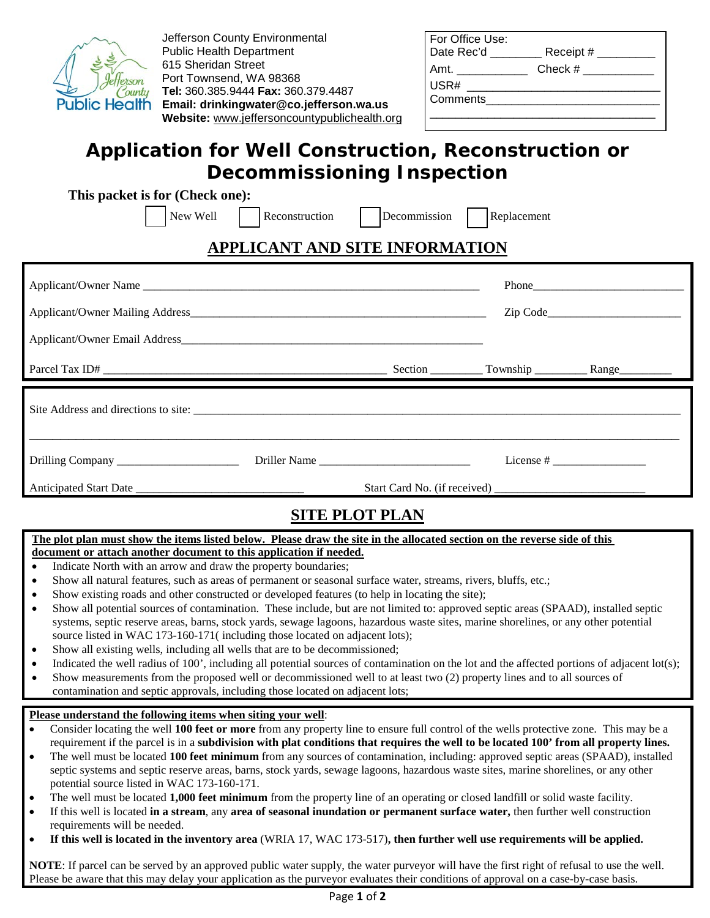Jefferson County Environmental Public Health Department
615 Sheridan Street
Port Townsend, WA 98368
**Tel:** 360.385.9444 **Fax:** 360.379.4487
**Email: drinkingwater@co.jefferson.wa.us**
**Website:** www.jeffersoncountypublichealth.org

| For Office Use: | |
|---|---|
| Date Rec'd ________ | Receipt # _________ |
| Amt. ___________ | Check # ___________ |
| USR# ______________________________ | |
| Comments___________________________ | |

# Application for Well Construction, Reconstruction or Decommissioning Inspection

**This packet is for (Check one):**

☐ New Well ☐ Reconstruction ☐ Decommission ☐ Replacement

## APPLICANT AND SITE INFORMATION

Applicant/Owner Name ____________________________________________________________ Phone__________________________

Applicant/Owner Mailing Address_____________________________________________________ Zip Code_______________________

Applicant/Owner Email Address____________________________________________________

Parcel Tax ID# ________________________________________________ Section _________ Township _________ Range_________

Site Address and directions to site: ___________________________________________________________________________________

______________________________________________________________________________________________________

Drilling Company _____________________ Driller Name __________________________ License # ________________

Anticipated Start Date ____________________________ Start Card No. (if received) _________________________

## SITE PLOT PLAN

**The plot plan must show the items listed below. Please draw the site in the allocated section on the reverse side of this document or attach another document to this application if needed.**

- Indicate North with an arrow and draw the property boundaries;
- Show all natural features, such as areas of permanent or seasonal surface water, streams, rivers, bluffs, etc.;
- Show existing roads and other constructed or developed features (to help in locating the site);
- Show all potential sources of contamination. These include, but are not limited to: approved septic areas (SPAAD), installed septic systems, septic reserve areas, barns, stock yards, sewage lagoons, hazardous waste sites, marine shorelines, or any other potential source listed in WAC 173-160-171( including those located on adjacent lots);
- Show all existing wells, including all wells that are to be decommissioned;
- Indicated the well radius of 100', including all potential sources of contamination on the lot and the affected portions of adjacent lot(s);
- Show measurements from the proposed well or decommissioned well to at least two (2) property lines and to all sources of contamination and septic approvals, including those located on adjacent lots;

**Please understand the following items when siting your well**:

- Consider locating the well **100 feet or more** from any property line to ensure full control of the wells protective zone. This may be a requirement if the parcel is in a **subdivision with plat conditions that requires the well to be located 100' from all property lines.**
- The well must be located **100 feet minimum** from any sources of contamination, including: approved septic areas (SPAAD), installed septic systems and septic reserve areas, barns, stock yards, sewage lagoons, hazardous waste sites, marine shorelines, or any other potential source listed in WAC 173-160-171.
- The well must be located **1,000 feet minimum** from the property line of an operating or closed landfill or solid waste facility.
- If this well is located **in a stream**, any **area of seasonal inundation or permanent surface water,** then further well construction requirements will be needed.
- **If this well is located in the inventory area** (WRIA 17, WAC 173-517)**, then further well use requirements will be applied.**

**NOTE**: If parcel can be served by an approved public water supply, the water purveyor will have the first right of refusal to use the well. Please be aware that this may delay your application as the purveyor evaluates their conditions of approval on a case-by-case basis.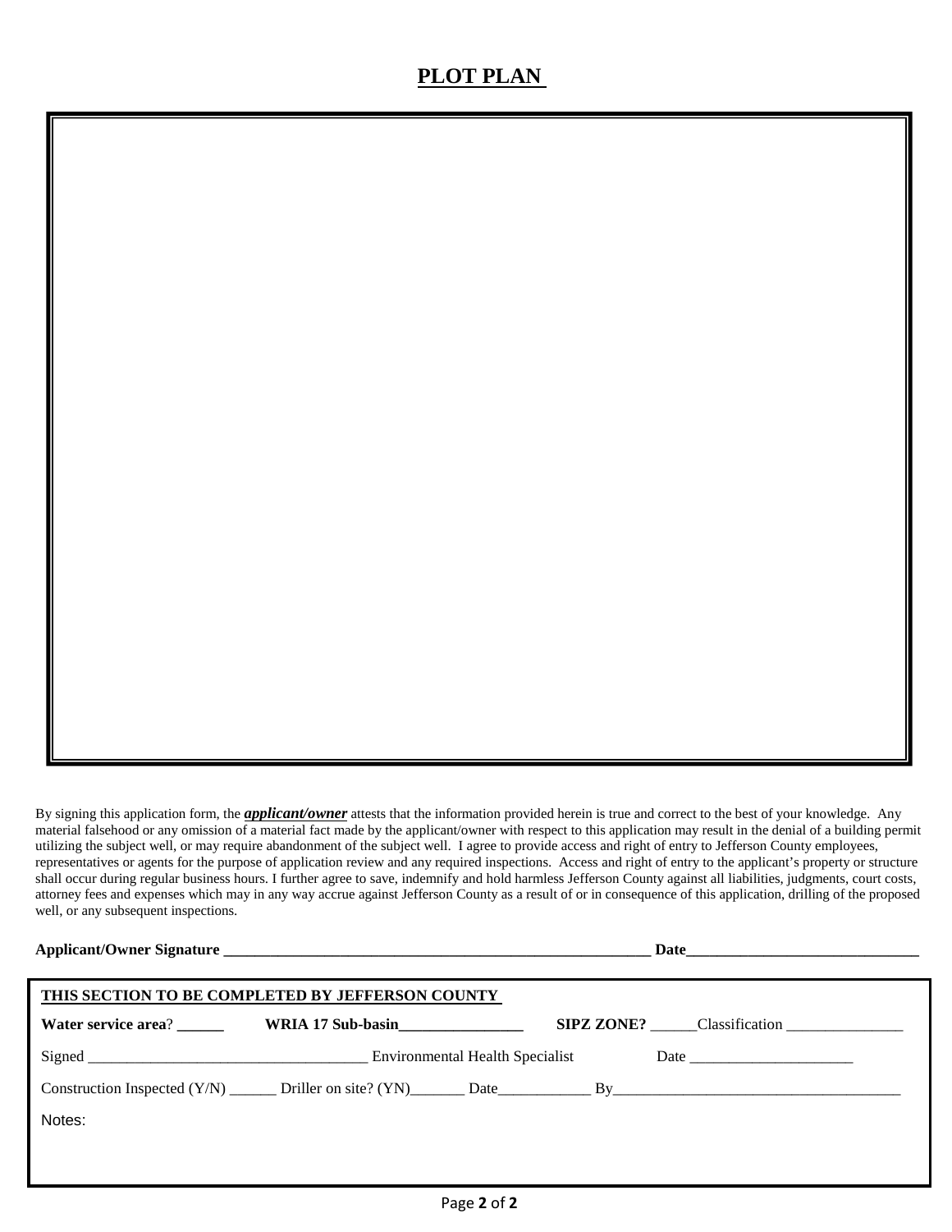# PLOT PLAN

By signing this application form, the ***applicant/owner*** attests that the information provided herein is true and correct to the best of your knowledge. Any material falsehood or any omission of a material fact made by the applicant/owner with respect to this application may result in the denial of a building permit utilizing the subject well, or may require abandonment of the subject well. I agree to provide access and right of entry to Jefferson County employees, representatives or agents for the purpose of application review and any required inspections. Access and right of entry to the applicant's property or structure shall occur during regular business hours. I further agree to save, indemnify and hold harmless Jefferson County against all liabilities, judgments, court costs, attorney fees and expenses which may in any way accrue against Jefferson County as a result of or in consequence of this application, drilling of the proposed well, or any subsequent inspections.

**Applicant/Owner Signature** ____________________________________________________________ **Date**_______________________________

**THIS SECTION TO BE COMPLETED BY JEFFERSON COUNTY**

**Water service area**? ______ **WRIA 17 Sub-basin**________________ **SIPZ ZONE?** ______Classification _______________

Signed ____________________________________ Environmental Health Specialist Date _____________________

Construction Inspected (Y/N) ______ Driller on site? (YN)_______ Date____________ By_____________________________________

Notes: